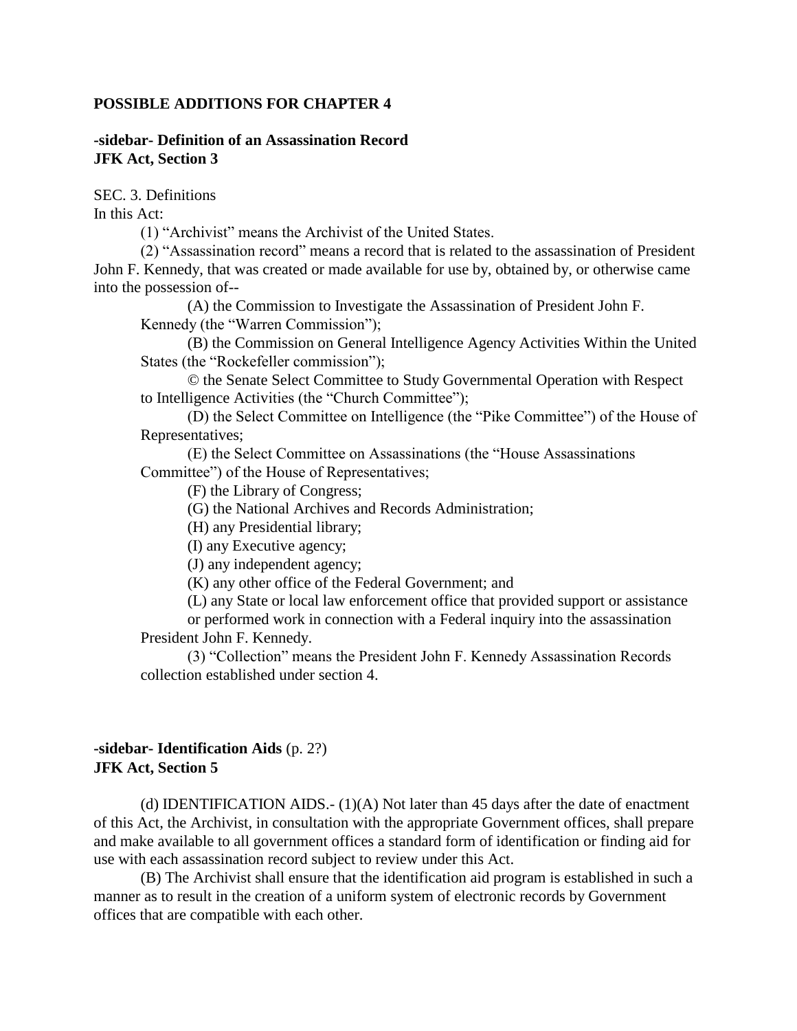**POSSIBLE ADDITIONS FOR CHAPTER 4**

**-sidebar- Definition of an Assassination Record**
**JFK Act, Section 3**

SEC. 3. Definitions
In this Act:

(1) "Archivist" means the Archivist of the United States.

(2) "Assassination record" means a record that is related to the assassination of President John F. Kennedy, that was created or made available for use by, obtained by, or otherwise came into the possession of--

(A) the Commission to Investigate the Assassination of President John F. Kennedy (the "Warren Commission");

(B) the Commission on General Intelligence Agency Activities Within the United States (the "Rockefeller commission");

© the Senate Select Committee to Study Governmental Operation with Respect to Intelligence Activities (the "Church Committee");

(D) the Select Committee on Intelligence (the "Pike Committee") of the House of Representatives;

(E) the Select Committee on Assassinations (the "House Assassinations Committee") of the House of Representatives;

(F) the Library of Congress;

(G) the National Archives and Records Administration;

(H) any Presidential library;

(I) any Executive agency;

(J) any independent agency;

(K) any other office of the Federal Government; and

(L) any State or local law enforcement office that provided support or assistance or performed work in connection with a Federal inquiry into the assassination President John F. Kennedy.

(3) "Collection" means the President John F. Kennedy Assassination Records collection established under section 4.

**-sidebar- Identification Aids** (p. 2?)
**JFK Act, Section 5**

(d) IDENTIFICATION AIDS.- (1)(A) Not later than 45 days after the date of enactment of this Act, the Archivist, in consultation with the appropriate Government offices, shall prepare and make available to all government offices a standard form of identification or finding aid for use with each assassination record subject to review under this Act.

(B) The Archivist shall ensure that the identification aid program is established in such a manner as to result in the creation of a uniform system of electronic records by Government offices that are compatible with each other.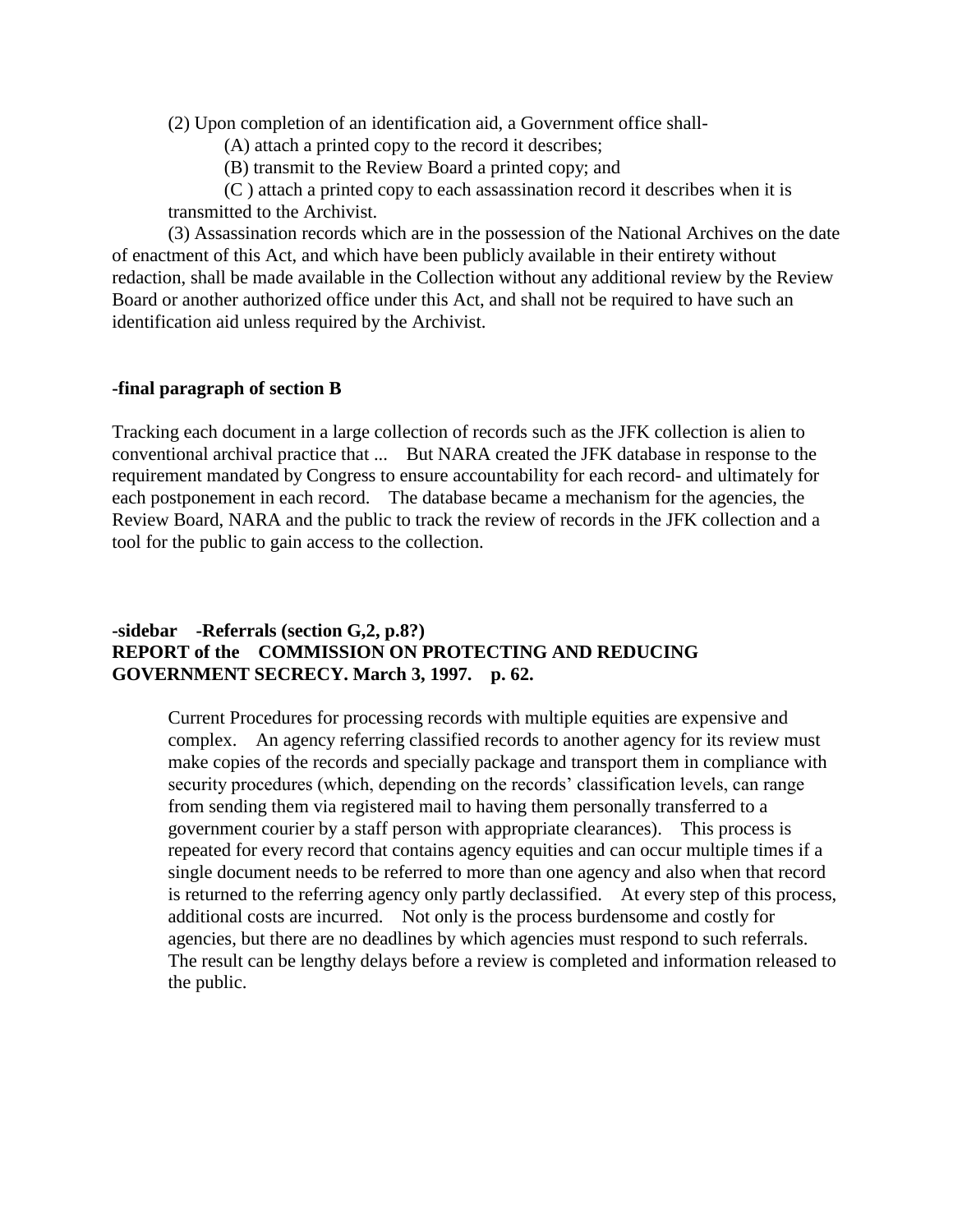(2) Upon completion of an identification aid, a Government office shall-

(A) attach a printed copy to the record it describes;

(B) transmit to the Review Board a printed copy; and

(C ) attach a printed copy to each assassination record it describes when it is transmitted to the Archivist.

(3) Assassination records which are in the possession of the National Archives on the date of enactment of this Act, and which have been publicly available in their entirety without redaction, shall be made available in the Collection without any additional review by the Review Board or another authorized office under this Act, and shall not be required to have such an identification aid unless required by the Archivist.

**-final paragraph of section B**

Tracking each document in a large collection of records such as the JFK collection is alien to conventional archival practice that ... But NARA created the JFK database in response to the requirement mandated by Congress to ensure accountability for each record- and ultimately for each postponement in each record. The database became a mechanism for the agencies, the Review Board, NARA and the public to track the review of records in the JFK collection and a tool for the public to gain access to the collection.

**-sidebar -Referrals (section G,2, p.8?)**
**REPORT of the COMMISSION ON PROTECTING AND REDUCING GOVERNMENT SECRECY. March 3, 1997. p. 62.**

> Current Procedures for processing records with multiple equities are expensive and complex. An agency referring classified records to another agency for its review must make copies of the records and specially package and transport them in compliance with security procedures (which, depending on the records' classification levels, can range from sending them via registered mail to having them personally transferred to a government courier by a staff person with appropriate clearances). This process is repeated for every record that contains agency equities and can occur multiple times if a single document needs to be referred to more than one agency and also when that record is returned to the referring agency only partly declassified. At every step of this process, additional costs are incurred. Not only is the process burdensome and costly for agencies, but there are no deadlines by which agencies must respond to such referrals. The result can be lengthy delays before a review is completed and information released to the public.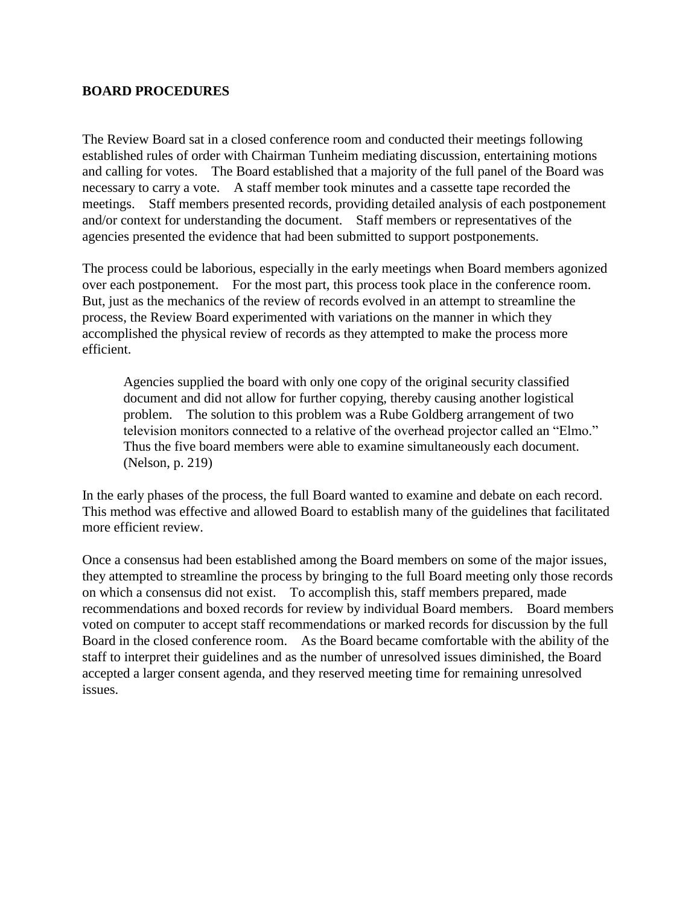**BOARD PROCEDURES**

The Review Board sat in a closed conference room and conducted their meetings following established rules of order with Chairman Tunheim mediating discussion, entertaining motions and calling for votes. The Board established that a majority of the full panel of the Board was necessary to carry a vote. A staff member took minutes and a cassette tape recorded the meetings. Staff members presented records, providing detailed analysis of each postponement and/or context for understanding the document. Staff members or representatives of the agencies presented the evidence that had been submitted to support postponements.

The process could be laborious, especially in the early meetings when Board members agonized over each postponement. For the most part, this process took place in the conference room. But, just as the mechanics of the review of records evolved in an attempt to streamline the process, the Review Board experimented with variations on the manner in which they accomplished the physical review of records as they attempted to make the process more efficient.

> Agencies supplied the board with only one copy of the original security classified document and did not allow for further copying, thereby causing another logistical problem. The solution to this problem was a Rube Goldberg arrangement of two television monitors connected to a relative of the overhead projector called an "Elmo." Thus the five board members were able to examine simultaneously each document. (Nelson, p. 219)

In the early phases of the process, the full Board wanted to examine and debate on each record. This method was effective and allowed Board to establish many of the guidelines that facilitated more efficient review.

Once a consensus had been established among the Board members on some of the major issues, they attempted to streamline the process by bringing to the full Board meeting only those records on which a consensus did not exist. To accomplish this, staff members prepared, made recommendations and boxed records for review by individual Board members. Board members voted on computer to accept staff recommendations or marked records for discussion by the full Board in the closed conference room. As the Board became comfortable with the ability of the staff to interpret their guidelines and as the number of unresolved issues diminished, the Board accepted a larger consent agenda, and they reserved meeting time for remaining unresolved issues.